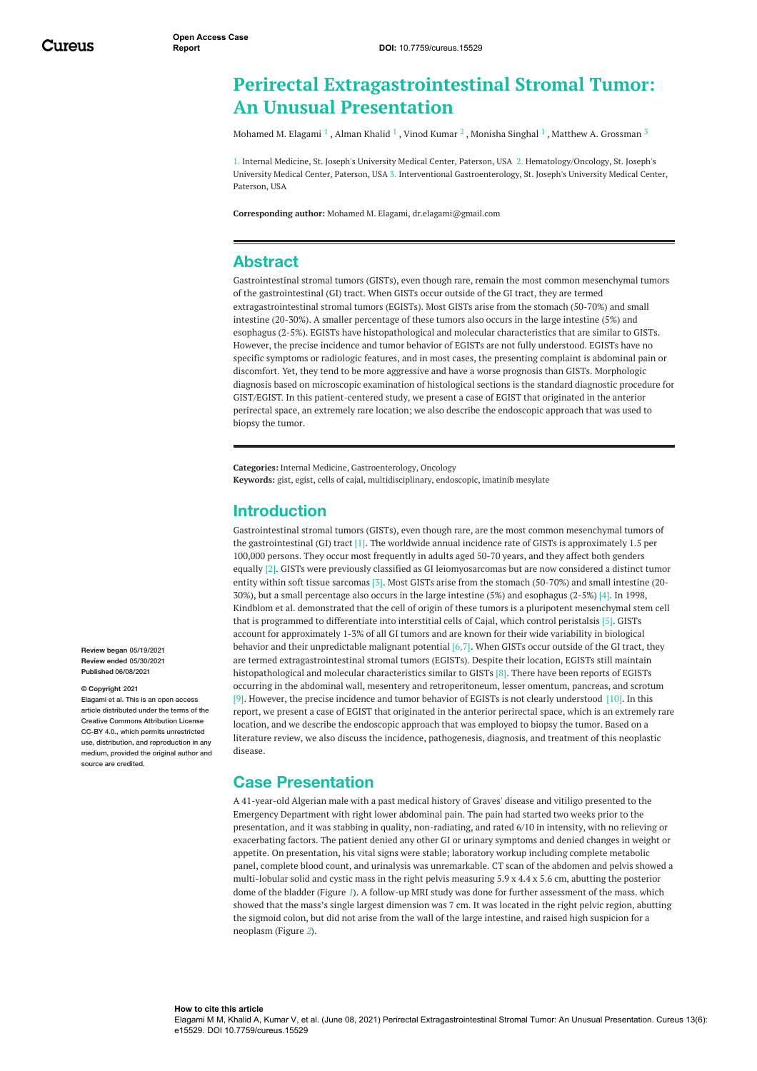# Perirectal Extragastrointestinal Stromal Tumor: An Unusual Presentation

Mohamed M. Elagami [1] , Alman Khalid [1] , Vinod Kumar [2] , Monisha Singhal [1] , Matthew A. Grossman [3]

1. Internal Medicine, St. Joseph's University Medical Center, Paterson, USA 2. Hematology/Oncology, St. Joseph's University Medical Center, Paterson, USA 3. Interventional Gastroenterology, St. Joseph's University Medical Center, Paterson, USA

**Corresponding author:** Mohamed M. Elagami, dr.elagami@gmail.com

## Abstract

Gastrointestinal stromal tumors (GISTs), even though rare, remain the most common mesenchymal tumors of the gastrointestinal (GI) tract. When GISTs occur outside of the GI tract, they are termed extragastrointestinal stromal tumors (EGISTs). Most GISTs arise from the stomach (50-70%) and small intestine (20-30%). A smaller percentage of these tumors also occurs in the large intestine (5%) and esophagus (2-5%). EGISTs have histopathological and molecular characteristics that are similar to GISTs. However, the precise incidence and tumor behavior of EGISTs are not fully understood. EGISTs have no specific symptoms or radiologic features, and in most cases, the presenting complaint is abdominal pain or discomfort. Yet, they tend to be more aggressive and have a worse prognosis than GISTs. Morphologic diagnosis based on microscopic examination of histological sections is the standard diagnostic procedure for GIST/EGIST. In this patient-centered study, we present a case of EGIST that originated in the anterior perirectal space, an extremely rare location; we also describe the endoscopic approach that was used to biopsy the tumor.

**Categories:** Internal Medicine, Gastroenterology, Oncology
**Keywords:** gist, egist, cells of cajal, multidisciplinary, endoscopic, imatinib mesylate

Review began 05/19/2021
Review ended 05/30/2021
Published 06/08/2021

© Copyright 2021
Elagami et al. This is an open access article distributed under the terms of the Creative Commons Attribution License CC-BY 4.0., which permits unrestricted use, distribution, and reproduction in any medium, provided the original author and source are credited.

## Introduction

Gastrointestinal stromal tumors (GISTs), even though rare, are the most common mesenchymal tumors of the gastrointestinal (GI) tract [1]. The worldwide annual incidence rate of GISTs is approximately 1.5 per 100,000 persons. They occur most frequently in adults aged 50-70 years, and they affect both genders equally [2]. GISTs were previously classified as GI leiomyosarcomas but are now considered a distinct tumor entity within soft tissue sarcomas [3]. Most GISTs arise from the stomach (50-70%) and small intestine (20-30%), but a small percentage also occurs in the large intestine (5%) and esophagus (2-5%) [4]. In 1998, Kindblom et al. demonstrated that the cell of origin of these tumors is a pluripotent mesenchymal stem cell that is programmed to differentiate into interstitial cells of Cajal, which control peristalsis [5]. GISTs account for approximately 1-3% of all GI tumors and are known for their wide variability in biological behavior and their unpredictable malignant potential [6,7]. When GISTs occur outside of the GI tract, they are termed extragastrointestinal stromal tumors (EGISTs). Despite their location, EGISTs still maintain histopathological and molecular characteristics similar to GISTs [8]. There have been reports of EGISTs occurring in the abdominal wall, mesentery and retroperitoneum, lesser omentum, pancreas, and scrotum [9]. However, the precise incidence and tumor behavior of EGISTs is not clearly understood [10]. In this report, we present a case of EGIST that originated in the anterior perirectal space, which is an extremely rare location, and we describe the endoscopic approach that was employed to biopsy the tumor. Based on a literature review, we also discuss the incidence, pathogenesis, diagnosis, and treatment of this neoplastic disease.

## Case Presentation

A 41-year-old Algerian male with a past medical history of Graves' disease and vitiligo presented to the Emergency Department with right lower abdominal pain. The pain had started two weeks prior to the presentation, and it was stabbing in quality, non-radiating, and rated 6/10 in intensity, with no relieving or exacerbating factors. The patient denied any other GI or urinary symptoms and denied changes in weight or appetite. On presentation, his vital signs were stable; laboratory workup including complete metabolic panel, complete blood count, and urinalysis was unremarkable. CT scan of the abdomen and pelvis showed a multi-lobular solid and cystic mass in the right pelvis measuring 5.9 x 4.4 x 5.6 cm, abutting the posterior dome of the bladder (Figure *1*). A follow-up MRI study was done for further assessment of the mass. which showed that the mass's single largest dimension was 7 cm. It was located in the right pelvic region, abutting the sigmoid colon, but did not arise from the wall of the large intestine, and raised high suspicion for a neoplasm (Figure *2*).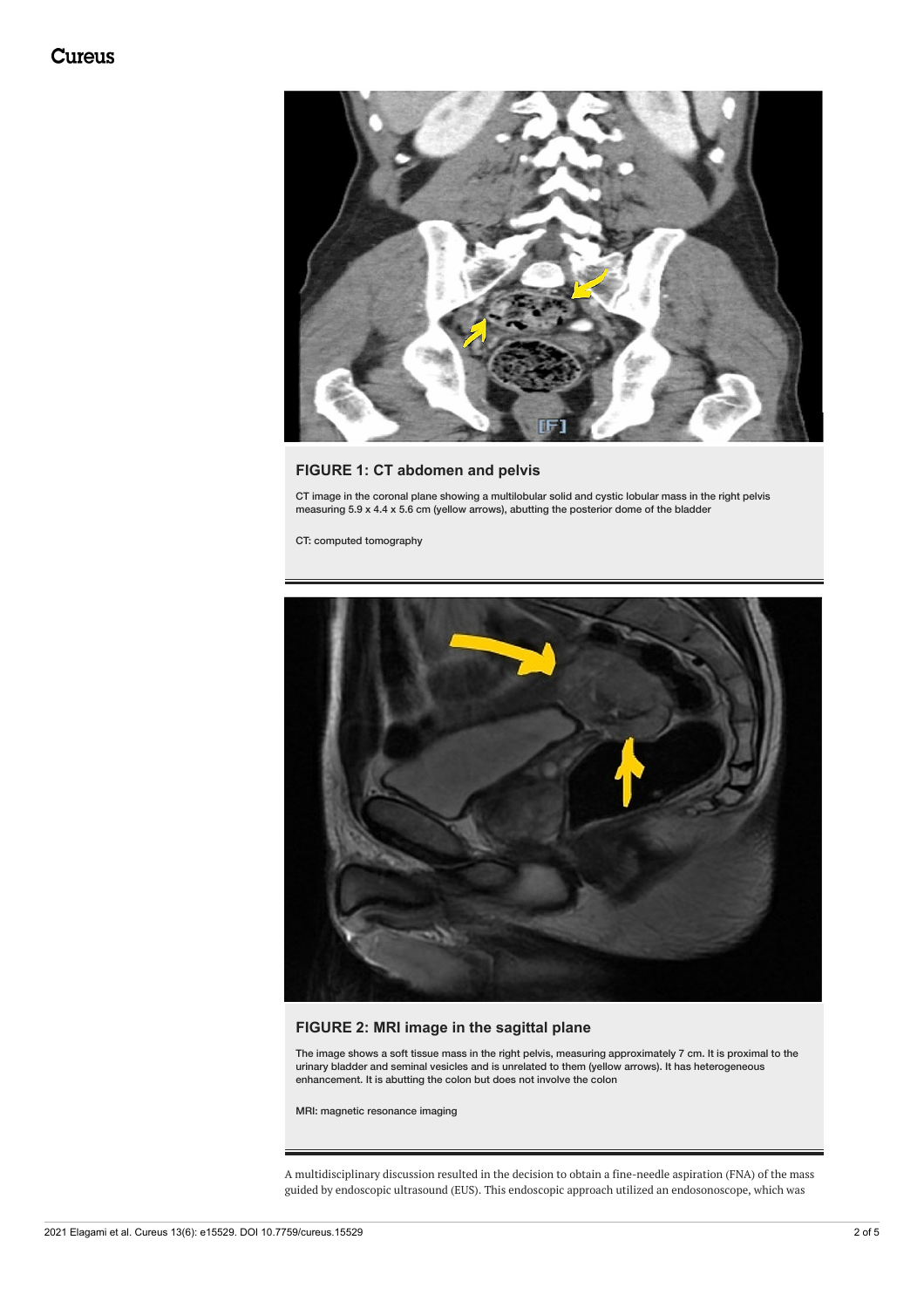**FIGURE 1: CT abdomen and pelvis**

CT image in the coronal plane showing a multilobular solid and cystic lobular mass in the right pelvis measuring 5.9 x 4.4 x 5.6 cm (yellow arrows), abutting the posterior dome of the bladder

CT: computed tomography

**FIGURE 2: MRI image in the sagittal plane**

The image shows a soft tissue mass in the right pelvis, measuring approximately 7 cm. It is proximal to the urinary bladder and seminal vesicles and is unrelated to them (yellow arrows). It has heterogeneous enhancement. It is abutting the colon but does not involve the colon

MRI: magnetic resonance imaging

A multidisciplinary discussion resulted in the decision to obtain a fine-needle aspiration (FNA) of the mass guided by endoscopic ultrasound (EUS). This endoscopic approach utilized an endosonoscope, which was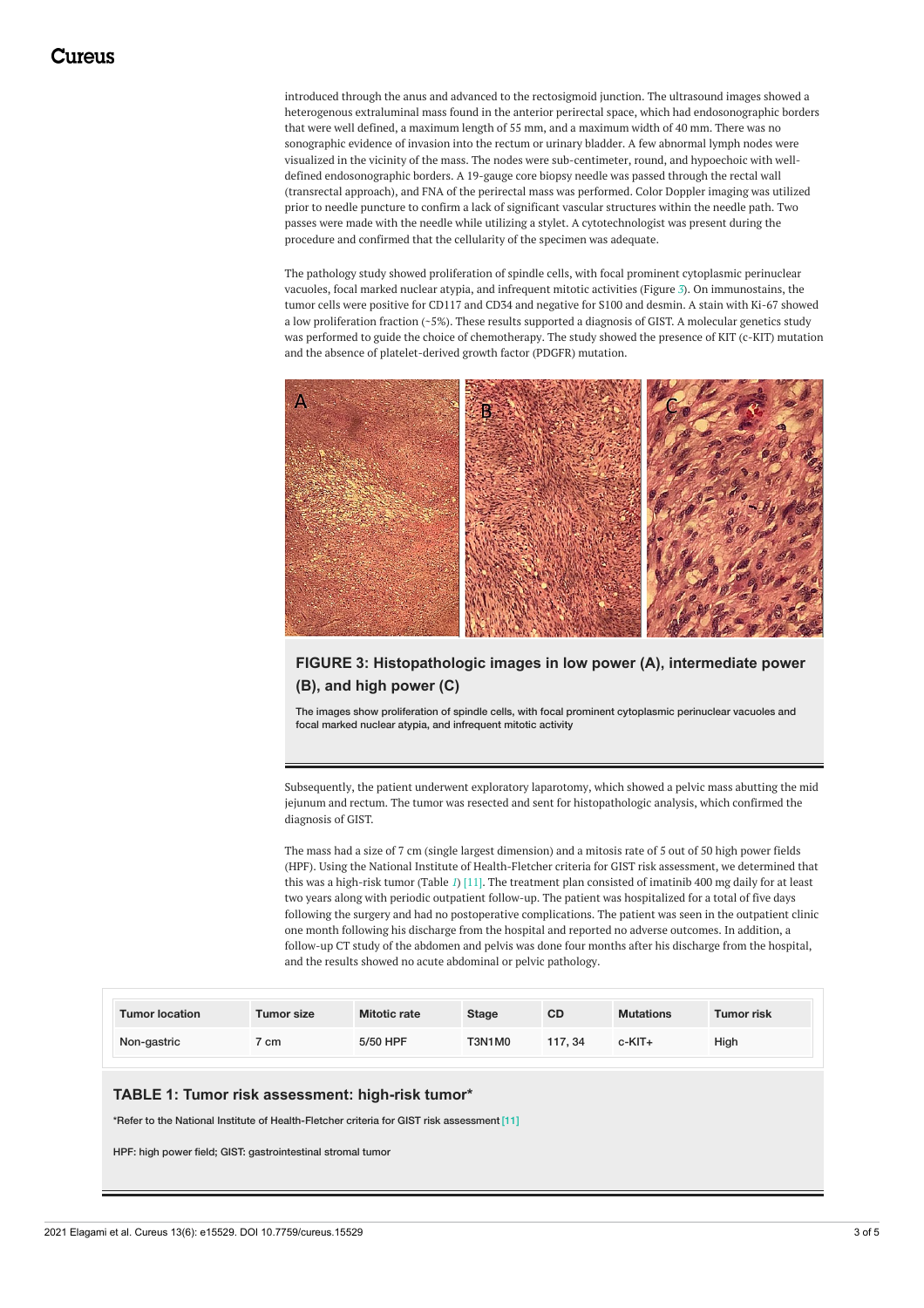introduced through the anus and advanced to the rectosigmoid junction. The ultrasound images showed a heterogenous extraluminal mass found in the anterior perirectal space, which had endosonographic borders that were well defined, a maximum length of 55 mm, and a maximum width of 40 mm. There was no sonographic evidence of invasion into the rectum or urinary bladder. A few abnormal lymph nodes were visualized in the vicinity of the mass. The nodes were sub-centimeter, round, and hypoechoic with well-defined endosonographic borders. A 19-gauge core biopsy needle was passed through the rectal wall (transrectal approach), and FNA of the perirectal mass was performed. Color Doppler imaging was utilized prior to needle puncture to confirm a lack of significant vascular structures within the needle path. Two passes were made with the needle while utilizing a stylet. A cytotechnologist was present during the procedure and confirmed that the cellularity of the specimen was adequate.

The pathology study showed proliferation of spindle cells, with focal prominent cytoplasmic perinuclear vacuoles, focal marked nuclear atypia, and infrequent mitotic activities (Figure 3). On immunostains, the tumor cells were positive for CD117 and CD34 and negative for S100 and desmin. A stain with Ki-67 showed a low proliferation fraction (~5%). These results supported a diagnosis of GIST. A molecular genetics study was performed to guide the choice of chemotherapy. The study showed the presence of KIT (c-KIT) mutation and the absence of platelet-derived growth factor (PDGFR) mutation.

**FIGURE 3: Histopathologic images in low power (A), intermediate power (B), and high power (C)**

The images show proliferation of spindle cells, with focal prominent cytoplasmic perinuclear vacuoles and focal marked nuclear atypia, and infrequent mitotic activity

Subsequently, the patient underwent exploratory laparotomy, which showed a pelvic mass abutting the mid jejunum and rectum. The tumor was resected and sent for histopathologic analysis, which confirmed the diagnosis of GIST.

The mass had a size of 7 cm (single largest dimension) and a mitosis rate of 5 out of 50 high power fields (HPF). Using the National Institute of Health-Fletcher criteria for GIST risk assessment, we determined that this was a high-risk tumor (Table 1) [11]. The treatment plan consisted of imatinib 400 mg daily for at least two years along with periodic outpatient follow-up. The patient was hospitalized for a total of five days following the surgery and had no postoperative complications. The patient was seen in the outpatient clinic one month following his discharge from the hospital and reported no adverse outcomes. In addition, a follow-up CT study of the abdomen and pelvis was done four months after his discharge from the hospital, and the results showed no acute abdominal or pelvic pathology.

| Tumor location | Tumor size | Mitotic rate | Stage | CD | Mutations | Tumor risk |
|---|---|---|---|---|---|---|
| Non-gastric | 7 cm | 5/50 HPF | T3N1M0 | 117, 34 | c-KIT+ | High |

**TABLE 1: Tumor risk assessment: high-risk tumor***

*Refer to the National Institute of Health-Fletcher criteria for GIST risk assessment [11]

HPF: high power field; GIST: gastrointestinal stromal tumor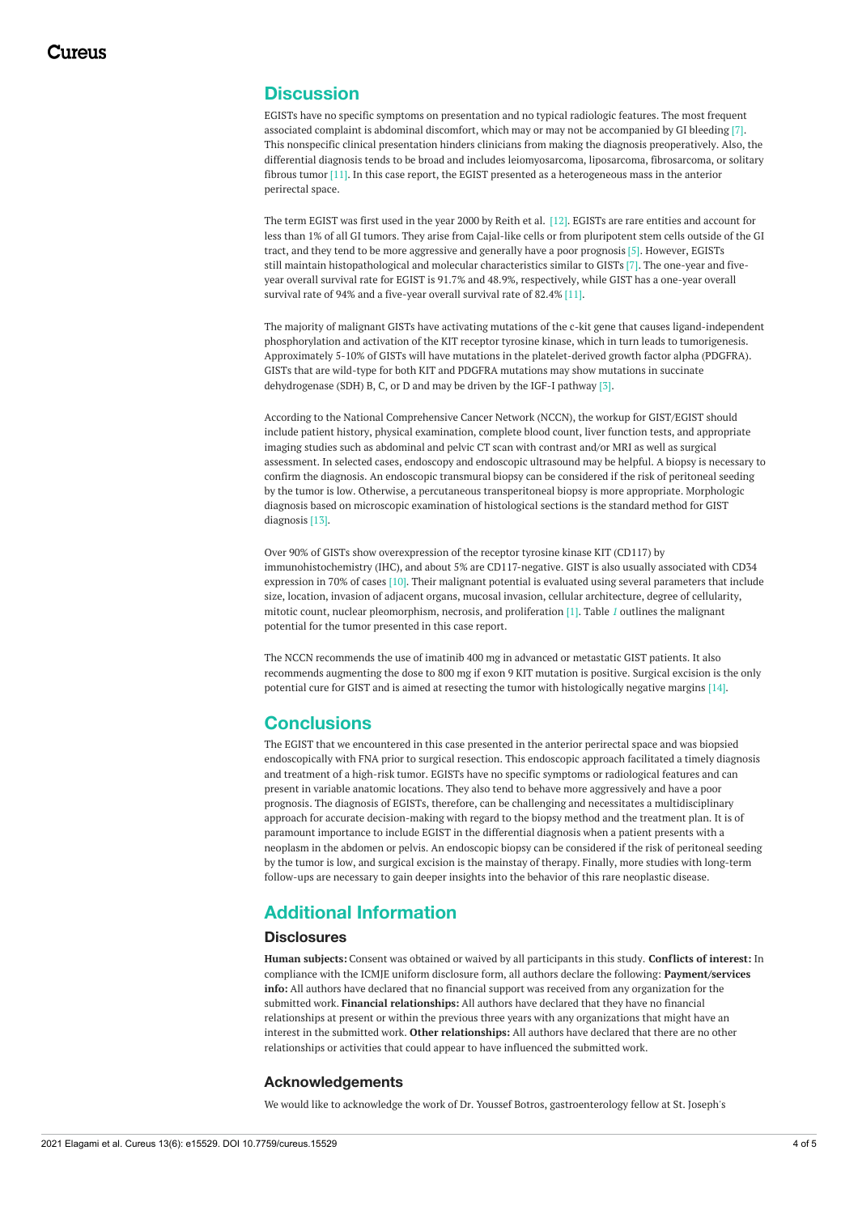## Discussion

EGISTs have no specific symptoms on presentation and no typical radiologic features. The most frequent associated complaint is abdominal discomfort, which may or may not be accompanied by GI bleeding [7]. This nonspecific clinical presentation hinders clinicians from making the diagnosis preoperatively. Also, the differential diagnosis tends to be broad and includes leiomyosarcoma, liposarcoma, fibrosarcoma, or solitary fibrous tumor [11]. In this case report, the EGIST presented as a heterogeneous mass in the anterior perirectal space.

The term EGIST was first used in the year 2000 by Reith et al. [12]. EGISTs are rare entities and account for less than 1% of all GI tumors. They arise from Cajal-like cells or from pluripotent stem cells outside of the GI tract, and they tend to be more aggressive and generally have a poor prognosis [5]. However, EGISTs still maintain histopathological and molecular characteristics similar to GISTs [7]. The one-year and five-year overall survival rate for EGIST is 91.7% and 48.9%, respectively, while GIST has a one-year overall survival rate of 94% and a five-year overall survival rate of 82.4% [11].

The majority of malignant GISTs have activating mutations of the c-kit gene that causes ligand-independent phosphorylation and activation of the KIT receptor tyrosine kinase, which in turn leads to tumorigenesis. Approximately 5-10% of GISTs will have mutations in the platelet-derived growth factor alpha (PDGFRA). GISTs that are wild-type for both KIT and PDGFRA mutations may show mutations in succinate dehydrogenase (SDH) B, C, or D and may be driven by the IGF-I pathway [3].

According to the National Comprehensive Cancer Network (NCCN), the workup for GIST/EGIST should include patient history, physical examination, complete blood count, liver function tests, and appropriate imaging studies such as abdominal and pelvic CT scan with contrast and/or MRI as well as surgical assessment. In selected cases, endoscopy and endoscopic ultrasound may be helpful. A biopsy is necessary to confirm the diagnosis. An endoscopic transmural biopsy can be considered if the risk of peritoneal seeding by the tumor is low. Otherwise, a percutaneous transperitoneal biopsy is more appropriate. Morphologic diagnosis based on microscopic examination of histological sections is the standard method for GIST diagnosis [13].

Over 90% of GISTs show overexpression of the receptor tyrosine kinase KIT (CD117) by immunohistochemistry (IHC), and about 5% are CD117-negative. GIST is also usually associated with CD34 expression in 70% of cases [10]. Their malignant potential is evaluated using several parameters that include size, location, invasion of adjacent organs, mucosal invasion, cellular architecture, degree of cellularity, mitotic count, nuclear pleomorphism, necrosis, and proliferation [1]. Table *1* outlines the malignant potential for the tumor presented in this case report.

The NCCN recommends the use of imatinib 400 mg in advanced or metastatic GIST patients. It also recommends augmenting the dose to 800 mg if exon 9 KIT mutation is positive. Surgical excision is the only potential cure for GIST and is aimed at resecting the tumor with histologically negative margins [14].

## Conclusions

The EGIST that we encountered in this case presented in the anterior perirectal space and was biopsied endoscopically with FNA prior to surgical resection. This endoscopic approach facilitated a timely diagnosis and treatment of a high-risk tumor. EGISTs have no specific symptoms or radiological features and can present in variable anatomic locations. They also tend to behave more aggressively and have a poor prognosis. The diagnosis of EGISTs, therefore, can be challenging and necessitates a multidisciplinary approach for accurate decision-making with regard to the biopsy method and the treatment plan. It is of paramount importance to include EGIST in the differential diagnosis when a patient presents with a neoplasm in the abdomen or pelvis. An endoscopic biopsy can be considered if the risk of peritoneal seeding by the tumor is low, and surgical excision is the mainstay of therapy. Finally, more studies with long-term follow-ups are necessary to gain deeper insights into the behavior of this rare neoplastic disease.

## Additional Information

### Disclosures

**Human subjects:** Consent was obtained or waived by all participants in this study. **Conflicts of interest:** In compliance with the ICMJE uniform disclosure form, all authors declare the following: **Payment/services info:** All authors have declared that no financial support was received from any organization for the submitted work. **Financial relationships:** All authors have declared that they have no financial relationships at present or within the previous three years with any organizations that might have an interest in the submitted work. **Other relationships:** All authors have declared that there are no other relationships or activities that could appear to have influenced the submitted work.

### Acknowledgements

We would like to acknowledge the work of Dr. Youssef Botros, gastroenterology fellow at St. Joseph's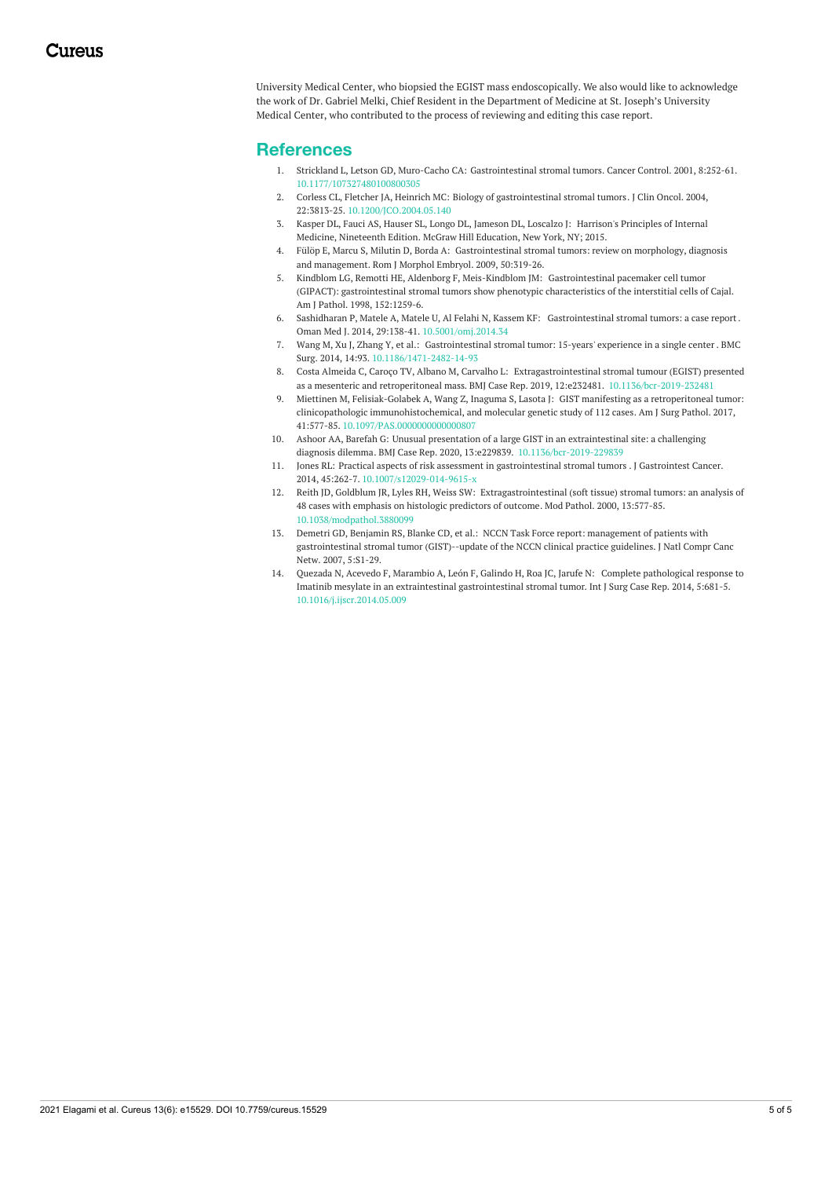University Medical Center, who biopsied the EGIST mass endoscopically. We also would like to acknowledge the work of Dr. Gabriel Melki, Chief Resident in the Department of Medicine at St. Joseph's University Medical Center, who contributed to the process of reviewing and editing this case report.

## References

1. Strickland L, Letson GD, Muro-Cacho CA: Gastrointestinal stromal tumors. Cancer Control. 2001, 8:252-61. 10.1177/107327480100800305
2. Corless CL, Fletcher JA, Heinrich MC: Biology of gastrointestinal stromal tumors. J Clin Oncol. 2004, 22:3813-25. 10.1200/JCO.2004.05.140
3. Kasper DL, Fauci AS, Hauser SL, Longo DL, Jameson DL, Loscalzo J: Harrison's Principles of Internal Medicine, Nineteenth Edition. McGraw Hill Education, New York, NY; 2015.
4. Fülöp E, Marcu S, Milutin D, Borda A: Gastrointestinal stromal tumors: review on morphology, diagnosis and management. Rom J Morphol Embryol. 2009, 50:319-26.
5. Kindblom LG, Remotti HE, Aldenborg F, Meis-Kindblom JM: Gastrointestinal pacemaker cell tumor (GIPACT): gastrointestinal stromal tumors show phenotypic characteristics of the interstitial cells of Cajal. Am J Pathol. 1998, 152:1259-6.
6. Sashidharan P, Matele A, Matele U, Al Felahi N, Kassem KF: Gastrointestinal stromal tumors: a case report. Oman Med J. 2014, 29:138-41. 10.5001/omj.2014.34
7. Wang M, Xu J, Zhang Y, et al.: Gastrointestinal stromal tumor: 15-years' experience in a single center. BMC Surg. 2014, 14:93. 10.1186/1471-2482-14-93
8. Costa Almeida C, Caroço TV, Albano M, Carvalho L: Extragastrointestinal stromal tumour (EGIST) presented as a mesenteric and retroperitoneal mass. BMJ Case Rep. 2019, 12:e232481. 10.1136/bcr-2019-232481
9. Miettinen M, Felisiak-Golabek A, Wang Z, Inaguma S, Lasota J: GIST manifesting as a retroperitoneal tumor: clinicopathologic immunohistochemical, and molecular genetic study of 112 cases. Am J Surg Pathol. 2017, 41:577-85. 10.1097/PAS.0000000000000807
10. Ashoor AA, Barefah G: Unusual presentation of a large GIST in an extraintestinal site: a challenging diagnosis dilemma. BMJ Case Rep. 2020, 13:e229839. 10.1136/bcr-2019-229839
11. Jones RL: Practical aspects of risk assessment in gastrointestinal stromal tumors. J Gastrointest Cancer. 2014, 45:262-7. 10.1007/s12029-014-9615-x
12. Reith JD, Goldblum JR, Lyles RH, Weiss SW: Extragastrointestinal (soft tissue) stromal tumors: an analysis of 48 cases with emphasis on histologic predictors of outcome. Mod Pathol. 2000, 13:577-85. 10.1038/modpathol.3880099
13. Demetri GD, Benjamin RS, Blanke CD, et al.: NCCN Task Force report: management of patients with gastrointestinal stromal tumor (GIST)--update of the NCCN clinical practice guidelines. J Natl Compr Canc Netw. 2007, 5:S1-29.
14. Quezada N, Acevedo F, Marambio A, León F, Galindo H, Roa JC, Jarufe N: Complete pathological response to Imatinib mesylate in an extraintestinal gastrointestinal stromal tumor. Int J Surg Case Rep. 2014, 5:681-5. 10.1016/j.ijscr.2014.05.009